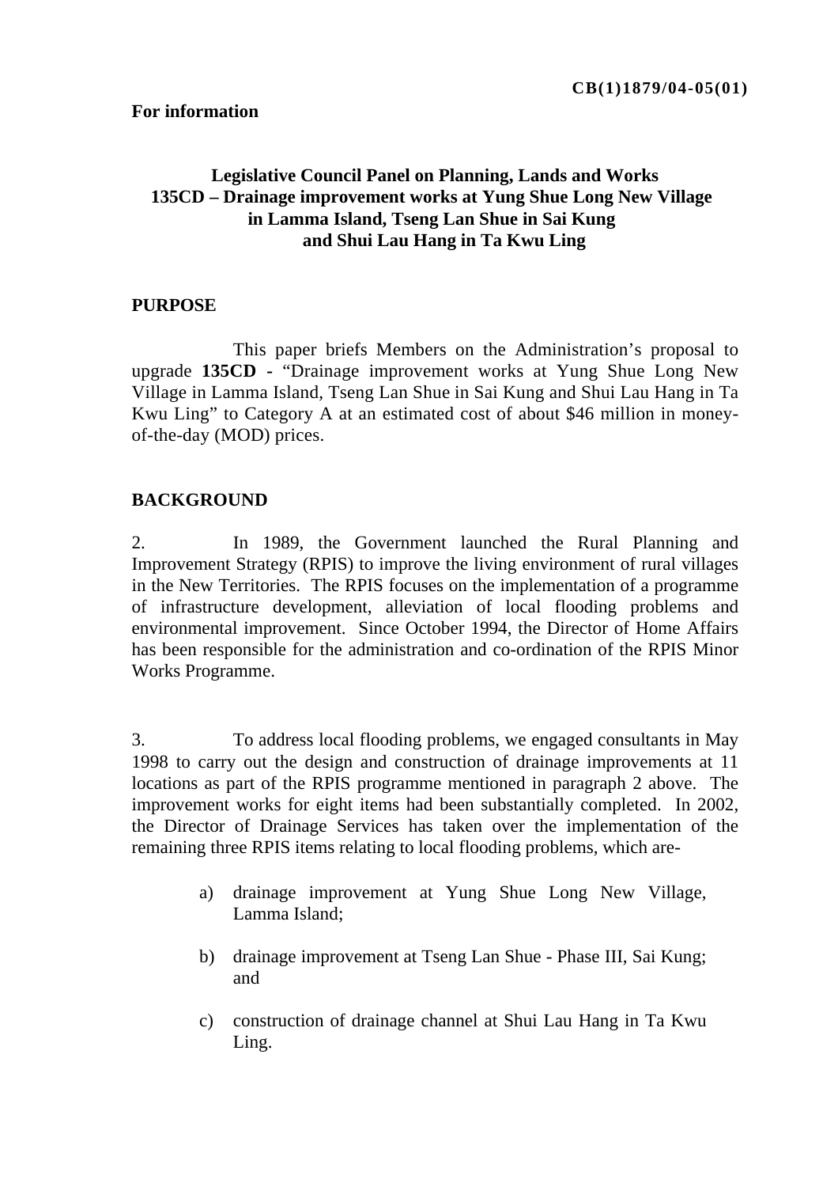CB(1)1879/04-05(01)

**For information**

## Legislative Council Panel on Planning, Lands and Works
## 135CD – Drainage improvement works at Yung Shue Long New Village in Lamma Island, Tseng Lan Shue in Sai Kung and Shui Lau Hang in Ta Kwu Ling

### PURPOSE

This paper briefs Members on the Administration's proposal to upgrade **135CD -** "Drainage improvement works at Yung Shue Long New Village in Lamma Island, Tseng Lan Shue in Sai Kung and Shui Lau Hang in Ta Kwu Ling" to Category A at an estimated cost of about $46 million in money-of-the-day (MOD) prices.

### BACKGROUND

2. In 1989, the Government launched the Rural Planning and Improvement Strategy (RPIS) to improve the living environment of rural villages in the New Territories. The RPIS focuses on the implementation of a programme of infrastructure development, alleviation of local flooding problems and environmental improvement. Since October 1994, the Director of Home Affairs has been responsible for the administration and co-ordination of the RPIS Minor Works Programme.

3. To address local flooding problems, we engaged consultants in May 1998 to carry out the design and construction of drainage improvements at 11 locations as part of the RPIS programme mentioned in paragraph 2 above. The improvement works for eight items had been substantially completed. In 2002, the Director of Drainage Services has taken over the implementation of the remaining three RPIS items relating to local flooding problems, which are-

a) drainage improvement at Yung Shue Long New Village, Lamma Island;

b) drainage improvement at Tseng Lan Shue - Phase III, Sai Kung; and

c) construction of drainage channel at Shui Lau Hang in Ta Kwu Ling.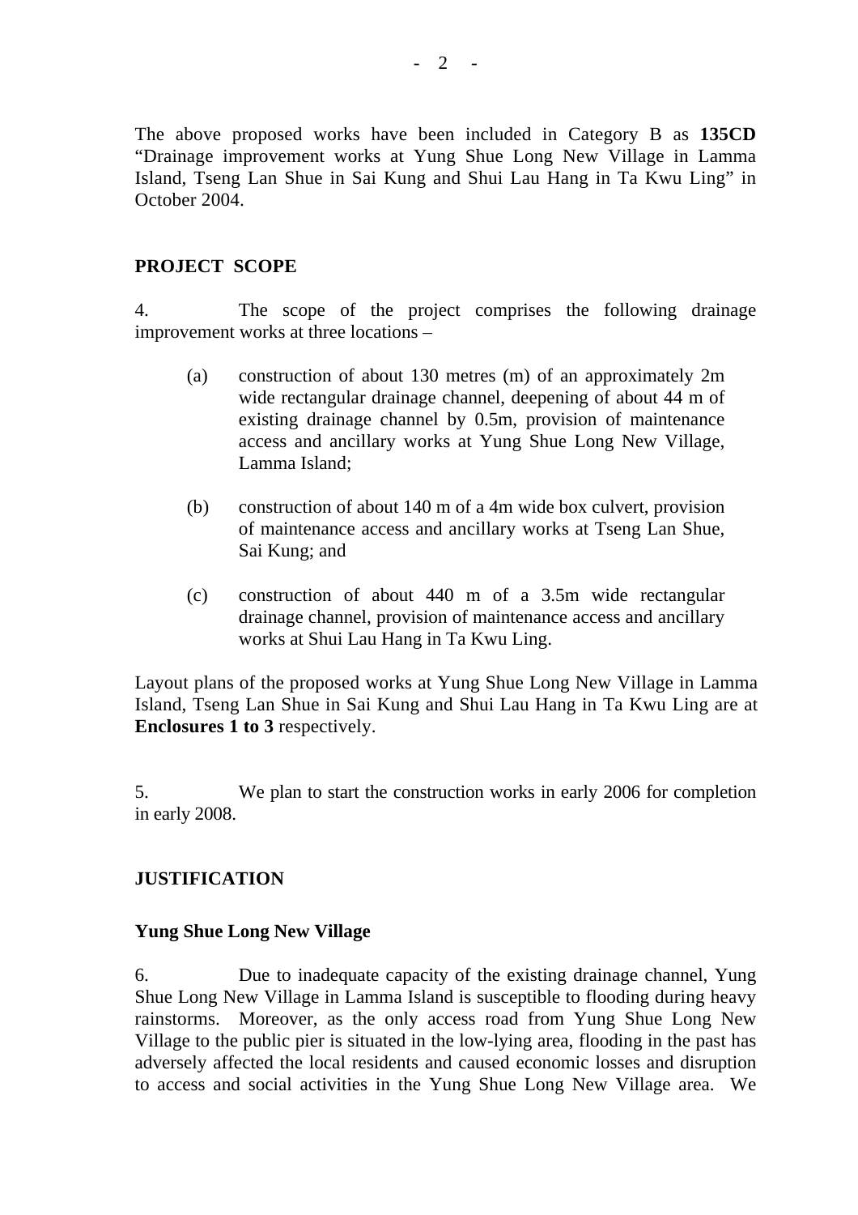The above proposed works have been included in Category B as **135CD** "Drainage improvement works at Yung Shue Long New Village in Lamma Island, Tseng Lan Shue in Sai Kung and Shui Lau Hang in Ta Kwu Ling" in October 2004.

## PROJECT SCOPE

4. The scope of the project comprises the following drainage improvement works at three locations –

(a) construction of about 130 metres (m) of an approximately 2m wide rectangular drainage channel, deepening of about 44 m of existing drainage channel by 0.5m, provision of maintenance access and ancillary works at Yung Shue Long New Village, Lamma Island;

(b) construction of about 140 m of a 4m wide box culvert, provision of maintenance access and ancillary works at Tseng Lan Shue, Sai Kung; and

(c) construction of about 440 m of a 3.5m wide rectangular drainage channel, provision of maintenance access and ancillary works at Shui Lau Hang in Ta Kwu Ling.

Layout plans of the proposed works at Yung Shue Long New Village in Lamma Island, Tseng Lan Shue in Sai Kung and Shui Lau Hang in Ta Kwu Ling are at **Enclosures 1 to 3** respectively.

5. We plan to start the construction works in early 2006 for completion in early 2008.

## JUSTIFICATION

### Yung Shue Long New Village

6. Due to inadequate capacity of the existing drainage channel, Yung Shue Long New Village in Lamma Island is susceptible to flooding during heavy rainstorms. Moreover, as the only access road from Yung Shue Long New Village to the public pier is situated in the low-lying area, flooding in the past has adversely affected the local residents and caused economic losses and disruption to access and social activities in the Yung Shue Long New Village area. We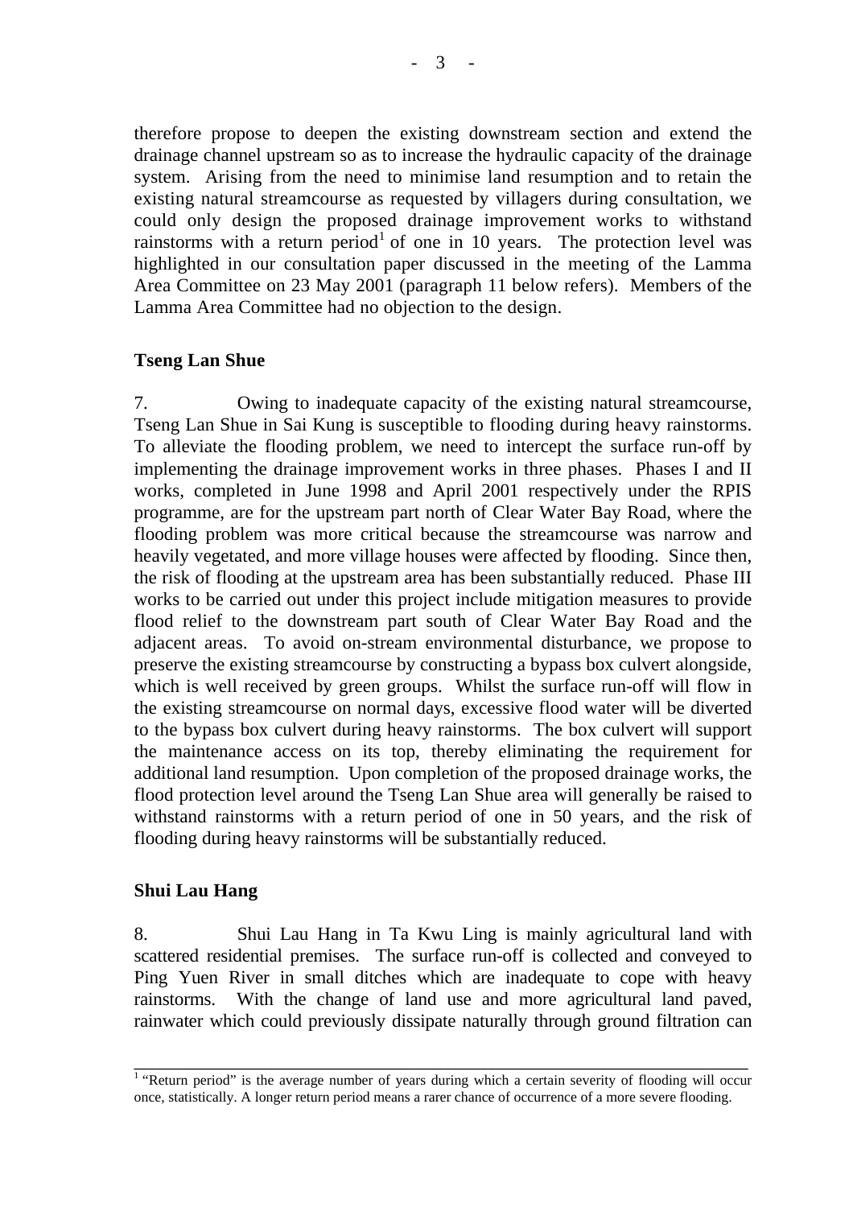therefore propose to deepen the existing downstream section and extend the drainage channel upstream so as to increase the hydraulic capacity of the drainage system. Arising from the need to minimise land resumption and to retain the existing natural streamcourse as requested by villagers during consultation, we could only design the proposed drainage improvement works to withstand rainstorms with a return period[1] of one in 10 years. The protection level was highlighted in our consultation paper discussed in the meeting of the Lamma Area Committee on 23 May 2001 (paragraph 11 below refers). Members of the Lamma Area Committee had no objection to the design.

**Tseng Lan Shue**

7. Owing to inadequate capacity of the existing natural streamcourse, Tseng Lan Shue in Sai Kung is susceptible to flooding during heavy rainstorms. To alleviate the flooding problem, we need to intercept the surface run-off by implementing the drainage improvement works in three phases. Phases I and II works, completed in June 1998 and April 2001 respectively under the RPIS programme, are for the upstream part north of Clear Water Bay Road, where the flooding problem was more critical because the streamcourse was narrow and heavily vegetated, and more village houses were affected by flooding. Since then, the risk of flooding at the upstream area has been substantially reduced. Phase III works to be carried out under this project include mitigation measures to provide flood relief to the downstream part south of Clear Water Bay Road and the adjacent areas. To avoid on-stream environmental disturbance, we propose to preserve the existing streamcourse by constructing a bypass box culvert alongside, which is well received by green groups. Whilst the surface run-off will flow in the existing streamcourse on normal days, excessive flood water will be diverted to the bypass box culvert during heavy rainstorms. The box culvert will support the maintenance access on its top, thereby eliminating the requirement for additional land resumption. Upon completion of the proposed drainage works, the flood protection level around the Tseng Lan Shue area will generally be raised to withstand rainstorms with a return period of one in 50 years, and the risk of flooding during heavy rainstorms will be substantially reduced.

**Shui Lau Hang**

8. Shui Lau Hang in Ta Kwu Ling is mainly agricultural land with scattered residential premises. The surface run-off is collected and conveyed to Ping Yuen River in small ditches which are inadequate to cope with heavy rainstorms. With the change of land use and more agricultural land paved, rainwater which could previously dissipate naturally through ground filtration can

---

[1] "Return period" is the average number of years during which a certain severity of flooding will occur once, statistically. A longer return period means a rarer chance of occurrence of a more severe flooding.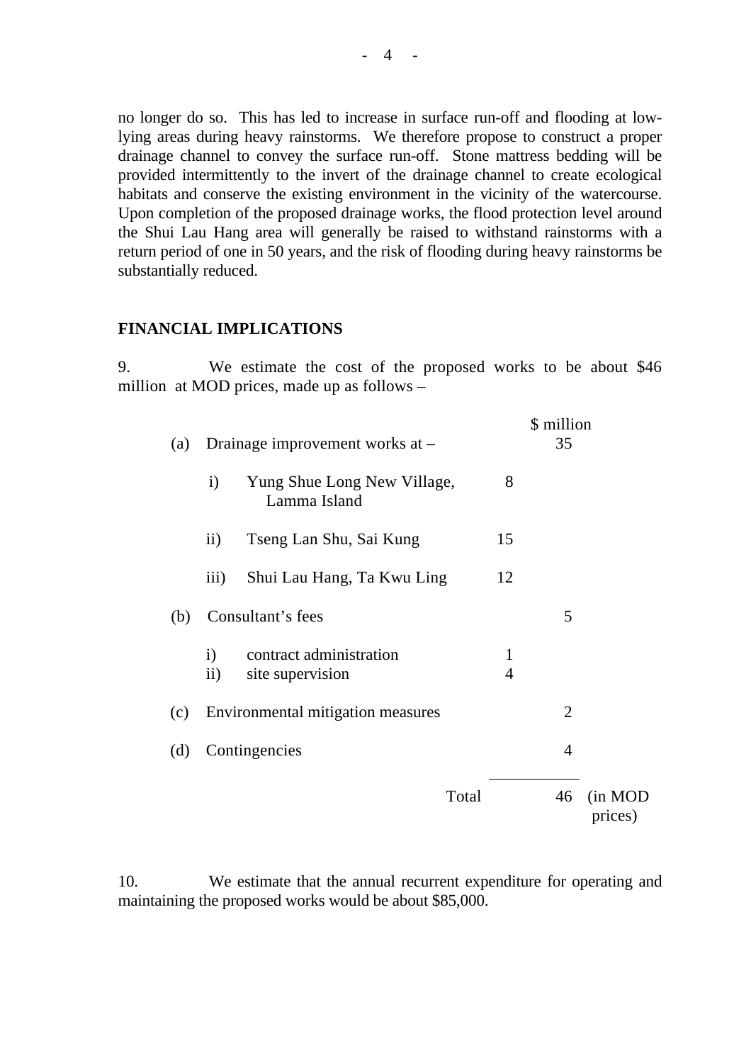no longer do so. This has led to increase in surface run-off and flooding at low-lying areas during heavy rainstorms. We therefore propose to construct a proper drainage channel to convey the surface run-off. Stone mattress bedding will be provided intermittently to the invert of the drainage channel to create ecological habitats and conserve the existing environment in the vicinity of the watercourse. Upon completion of the proposed drainage works, the flood protection level around the Shui Lau Hang area will generally be raised to withstand rainstorms with a return period of one in 50 years, and the risk of flooding during heavy rainstorms be substantially reduced.

## FINANCIAL IMPLICATIONS

9. We estimate the cost of the proposed works to be about $46 million at MOD prices, made up as follows –

| | | | | $ million | |
|---|---|---|---|---|---|
| (a) | Drainage improvement works at – | | | 35 | |
| | i) | Yung Shue Long New Village, Lamma Island | 8 | | |
| | ii) | Tseng Lan Shu, Sai Kung | 15 | | |
| | iii) | Shui Lau Hang, Ta Kwu Ling | 12 | | |
| (b) | Consultant's fees | | | 5 | |
| | i) | contract administration | 1 | | |
| | ii) | site supervision | 4 | | |
| (c) | Environmental mitigation measures | | | 2 | |
| (d) | Contingencies | | | 4 | |
| | | Total | | 46 | (in MOD prices) |

10. We estimate that the annual recurrent expenditure for operating and maintaining the proposed works would be about $85,000.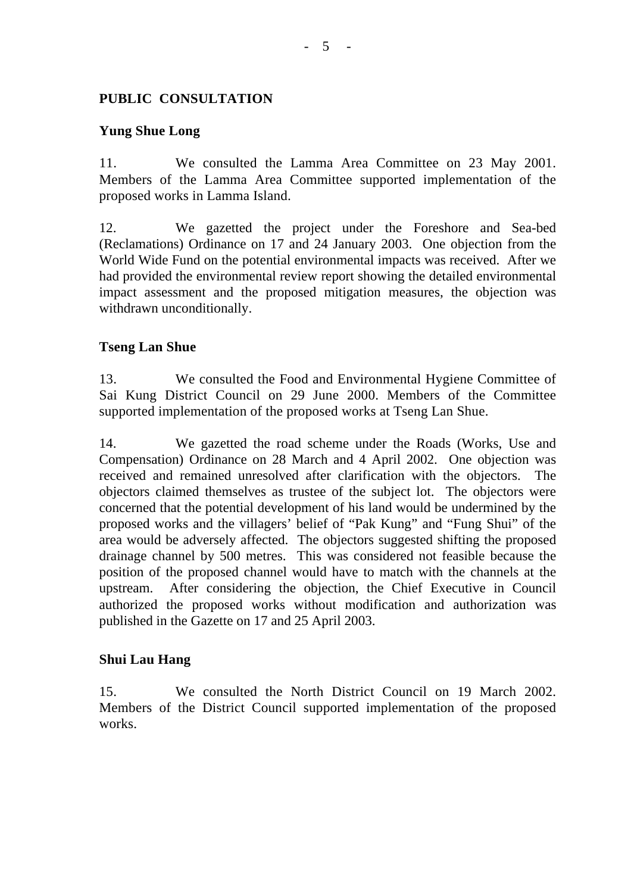**PUBLIC CONSULTATION**

**Yung Shue Long**

11. We consulted the Lamma Area Committee on 23 May 2001. Members of the Lamma Area Committee supported implementation of the proposed works in Lamma Island.

12. We gazetted the project under the Foreshore and Sea-bed (Reclamations) Ordinance on 17 and 24 January 2003. One objection from the World Wide Fund on the potential environmental impacts was received. After we had provided the environmental review report showing the detailed environmental impact assessment and the proposed mitigation measures, the objection was withdrawn unconditionally.

**Tseng Lan Shue**

13. We consulted the Food and Environmental Hygiene Committee of Sai Kung District Council on 29 June 2000. Members of the Committee supported implementation of the proposed works at Tseng Lan Shue.

14. We gazetted the road scheme under the Roads (Works, Use and Compensation) Ordinance on 28 March and 4 April 2002. One objection was received and remained unresolved after clarification with the objectors. The objectors claimed themselves as trustee of the subject lot. The objectors were concerned that the potential development of his land would be undermined by the proposed works and the villagers' belief of "Pak Kung" and "Fung Shui" of the area would be adversely affected. The objectors suggested shifting the proposed drainage channel by 500 metres. This was considered not feasible because the position of the proposed channel would have to match with the channels at the upstream. After considering the objection, the Chief Executive in Council authorized the proposed works without modification and authorization was published in the Gazette on 17 and 25 April 2003.

**Shui Lau Hang**

15. We consulted the North District Council on 19 March 2002. Members of the District Council supported implementation of the proposed works.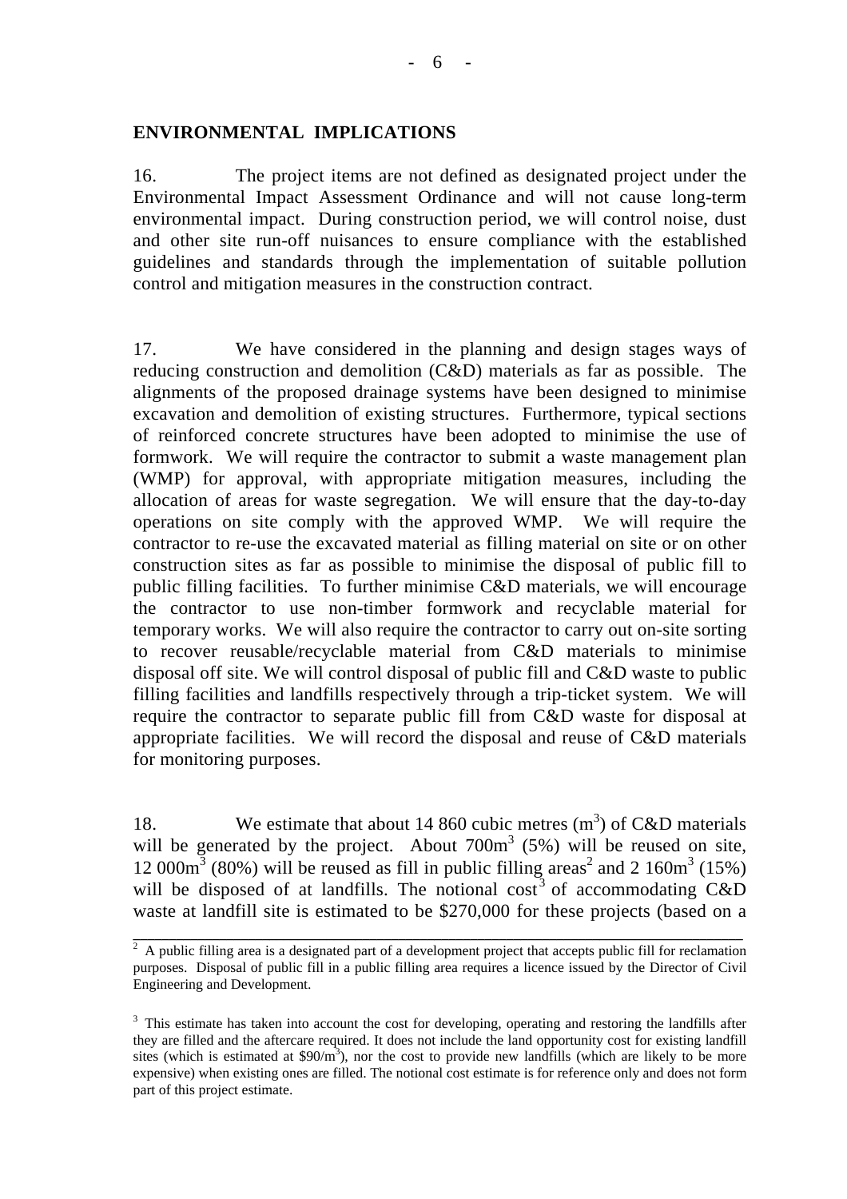**ENVIRONMENTAL IMPLICATIONS**

16. The project items are not defined as designated project under the Environmental Impact Assessment Ordinance and will not cause long-term environmental impact. During construction period, we will control noise, dust and other site run-off nuisances to ensure compliance with the established guidelines and standards through the implementation of suitable pollution control and mitigation measures in the construction contract.

17. We have considered in the planning and design stages ways of reducing construction and demolition (C&D) materials as far as possible. The alignments of the proposed drainage systems have been designed to minimise excavation and demolition of existing structures. Furthermore, typical sections of reinforced concrete structures have been adopted to minimise the use of formwork. We will require the contractor to submit a waste management plan (WMP) for approval, with appropriate mitigation measures, including the allocation of areas for waste segregation. We will ensure that the day-to-day operations on site comply with the approved WMP. We will require the contractor to re-use the excavated material as filling material on site or on other construction sites as far as possible to minimise the disposal of public fill to public filling facilities. To further minimise C&D materials, we will encourage the contractor to use non-timber formwork and recyclable material for temporary works. We will also require the contractor to carry out on-site sorting to recover reusable/recyclable material from C&D materials to minimise disposal off site. We will control disposal of public fill and C&D waste to public filling facilities and landfills respectively through a trip-ticket system. We will require the contractor to separate public fill from C&D waste for disposal at appropriate facilities. We will record the disposal and reuse of C&D materials for monitoring purposes.

18. We estimate that about 14 860 cubic metres ($m^3$) of C&D materials will be generated by the project. About 700$m^3$ (5%) will be reused on site, 12 000$m^3$ (80%) will be reused as fill in public filling areas[2] and 2 160$m^3$ (15%) will be disposed of at landfills. The notional cost[3] of accommodating C&D waste at landfill site is estimated to be $270,000 for these projects (based on a

---

[2] A public filling area is a designated part of a development project that accepts public fill for reclamation purposes. Disposal of public fill in a public filling area requires a licence issued by the Director of Civil Engineering and Development.

[3] This estimate has taken into account the cost for developing, operating and restoring the landfills after they are filled and the aftercare required. It does not include the land opportunity cost for existing landfill sites (which is estimated at $90/$m^3$), nor the cost to provide new landfills (which are likely to be more expensive) when existing ones are filled. The notional cost estimate is for reference only and does not form part of this project estimate.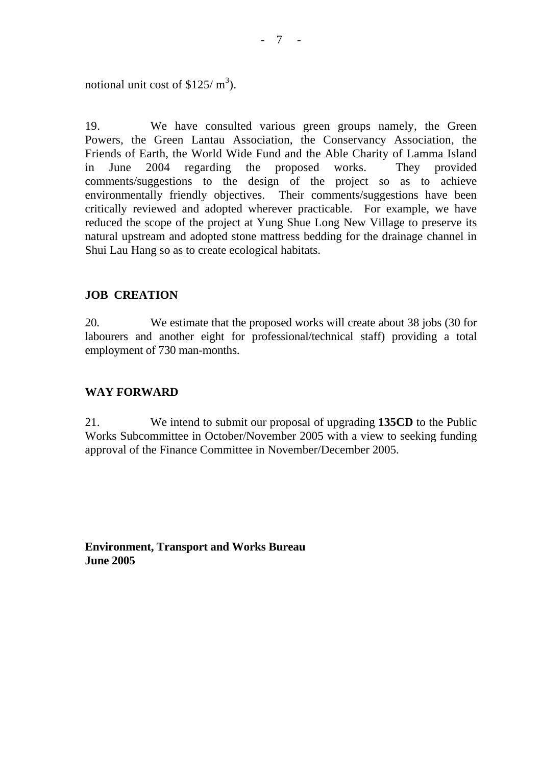notional unit cost of $125/ $m^3$).

19. We have consulted various green groups namely, the Green Powers, the Green Lantau Association, the Conservancy Association, the Friends of Earth, the World Wide Fund and the Able Charity of Lamma Island in June 2004 regarding the proposed works. They provided comments/suggestions to the design of the project so as to achieve environmentally friendly objectives. Their comments/suggestions have been critically reviewed and adopted wherever practicable. For example, we have reduced the scope of the project at Yung Shue Long New Village to preserve its natural upstream and adopted stone mattress bedding for the drainage channel in Shui Lau Hang so as to create ecological habitats.

## JOB CREATION

20. We estimate that the proposed works will create about 38 jobs (30 for labourers and another eight for professional/technical staff) providing a total employment of 730 man-months.

## WAY FORWARD

21. We intend to submit our proposal of upgrading **135CD** to the Public Works Subcommittee in October/November 2005 with a view to seeking funding approval of the Finance Committee in November/December 2005.

**Environment, Transport and Works Bureau**
**June 2005**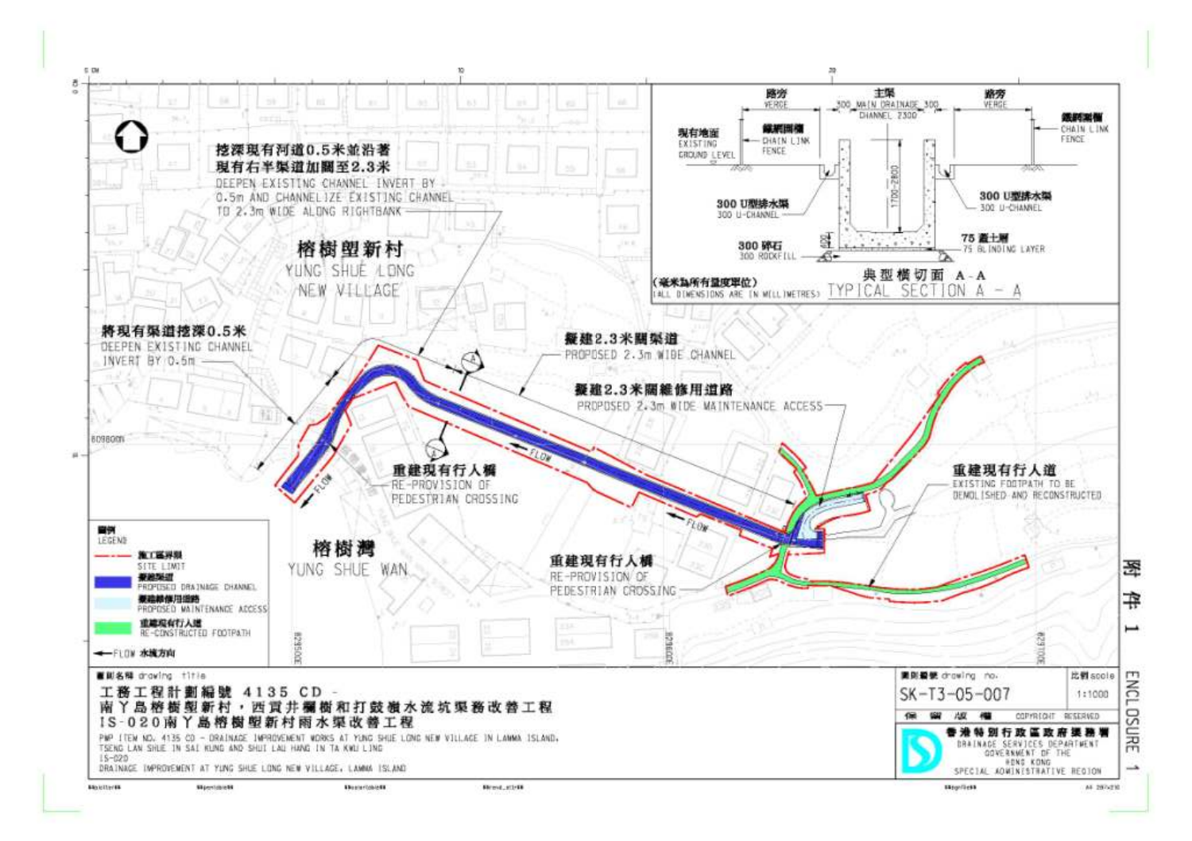挖深現有河道0.5米並沿著現有右岸渠道加闊至2.3米

DEEPEN EXISTING CHANNEL INVERT BY 0.5m AND CHANNELIZE EXISTING CHANNEL TO 2.3m WIDE ALONG RIGHTBANK

榕樹塱新村

YUNG SHUE LONG NEW VILLAGE

將現有渠道挖深0.5米

DEEPEN EXISTING CHANNEL INVERT BY 0.5m

擬建2.3米闊渠道

PROPOSED 2.3m WIDE CHANNEL

擬建2.3米闊維修用道路

PROPOSED 2.3m WIDE MAINTENANCE ACCESS

重建現有行人橋

RE-PROVISION OF PEDESTRIAN CROSSING

重建現有行人道

EXISTING FOOTPATH TO BE DEMOLISHED AND RECONSTRUCTED

榕樹灣

YUNG SHUE WAN

重建現有行人橋

RE-PROVISION OF PEDESTRIAN CROSSING

FLOW

路旁 VERGE

主渠 300 MAIN DRAINAGE 300 CHANNEL 2300

路旁 VERGE

現有地面 EXISTING GROUND LEVEL

鐵網圍欄 CHAIN LINK FENCE

鐵網圍欄 CHAIN LINK FENCE

300 U型排水渠 300 U-CHANNEL

300 U型排水渠 300 U-CHANNEL

1700-2800

400

300 碎石 300 ROCKFILL

75 墊土層 75 BLINDING LAYER

(毫米為所有量度單位) (ALL DIMENSIONS ARE IN MILLIMETRES)

典型橫切面 A-A

TYPICAL SECTION A - A

圖例 LEGEND

施工區界線 SITE LIMIT

擬建渠道 PROPOSED DRAINAGE CHANNEL

擬建維修用道路 PROPOSED MAINTENANCE ACCESS

重建現有行人道 RE-CONSTRUCTED FOOTPATH

FLOW 水流方向

圖則名稱 drawing title

工務工程計劃編號 4135 CD - 南丫島榕樹塱新村，西貢井欄樹和打鼓嶺水流坑渠務改善工程

IS-020南丫島榕樹塱新村雨水渠改善工程

PWP ITEM NO. 4135 CD - DRAINAGE IMPROVEMENT WORKS AT YUNG SHUE LONG NEW VILLAGE IN LAMMA ISLAND, TSENG LAN SHUE IN SAI KUNG AND SHUI LAU HANG IN TA KWU LING

IS-020

DRAINAGE IMPROVEMENT AT YUNG SHUE LONG NEW VILLAGE, LAMMA ISLAND

圖則編號 drawing no. SK-T3-05-007

比例 scale 1:1000

保留版權 COPYRIGHT RESERVED

香港特別行政區政府渠務署

DRAINAGE SERVICES DEPARTMENT GOVERNMENT OF THE HONG KONG SPECIAL ADMINISTRATIVE REGION

附件 1

ENCLOSURE 1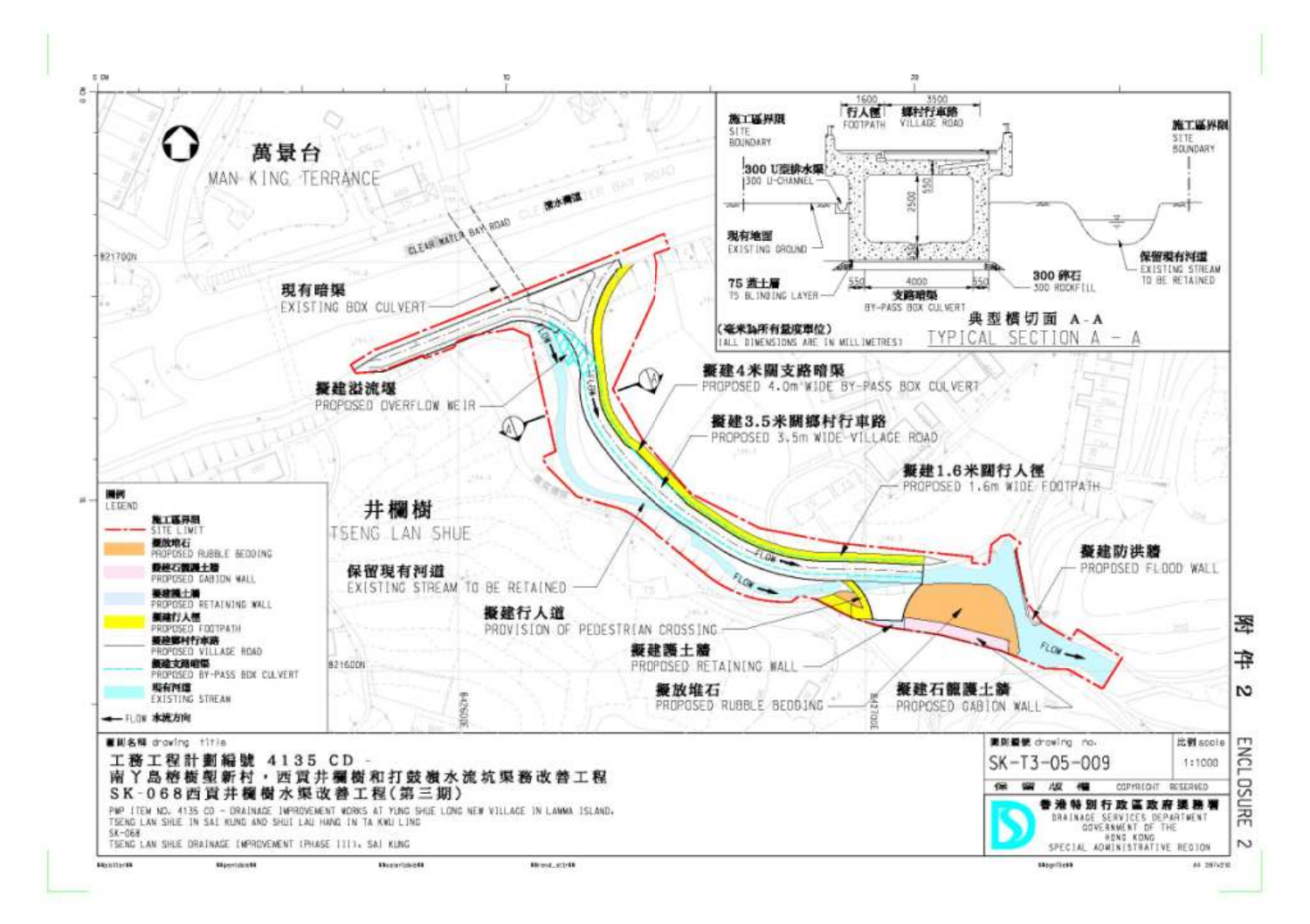附件 2

ENCLOSURE 2

萬景台
MAN KING TERRANCE

清水灣路
CLEAR WATER BAY ROAD

現有暗渠
EXISTING BOX CULVERT

擬建溢流堰
PROPOSED OVERFLOW WEIR

擬建4米闊支路暗渠
PROPOSED 4.0m WIDE BY-PASS BOX CULVERT

擬建3.5米闊鄉村行車路
PROPOSED 3.5m WIDE VILLAGE ROAD

擬建1.6米闊行人徑
PROPOSED 1.6m WIDE FOOTPATH

井欄樹
TSENG LAN SHUE

保留現有河道
EXISTING STREAM TO BE RETAINED

擬建行人道
PROVISION OF PEDESTRIAN CROSSING

擬建護土牆
PROPOSED RETAINING WALL

擬放堆石
PROPOSED RUBBLE BEDDING

擬建石籠護土牆
PROPOSED GABION WALL

擬建防洪牆
PROPOSED FLOOD WALL

FLOW

821700N
821600N
842500E
842700E

**典型橫切面 A - A**
**TYPICAL SECTION A - A**

施工區界限
SITE BOUNDARY

1600
3500
行人徑
FOOTPATH
鄉村行車路
VILLAGE ROAD

300 U形排水渠
300 U-CHANNEL

現有地面
EXISTING GROUND

75 濕土層
75 BLINDING LAYER

550
4000
550
2500

支路暗渠
BY-PASS BOX CULVERT

300 碎石
300 ROCKFILL

保留現有河道
EXISTING STREAM TO BE RETAINED

(毫米為所有量度單位)
(ALL DIMENSIONS ARE IN MILLIMETRES)

**圖例**
**LEGEND**

- 施工區界限 SITE LIMIT
- 擬放堆石 PROPOSED RUBBLE BEDDING
- 擬建石籠護土牆 PROPOSED GABION WALL
- 擬建護土牆 PROPOSED RETAINING WALL
- 擬建行人徑 PROPOSED FOOTPATH
- 擬建鄉村行車路 PROPOSED VILLAGE ROAD
- 擬建支路暗渠 PROPOSED BY-PASS BOX CULVERT
- 現有河道 EXISTING STREAM
- FLOW 水流方向

圖則名稱 drawing title

工務工程計劃編號 4135 CD -
南丫島榕樹塱新村，西貢井欄樹和打鼓嶺水流坑渠務改善工程
SK-068西貢井欄樹水渠改善工程(第三期)

PWP ITEM NO. 4135 CD - DRAINAGE IMPROVEMENT WORKS AT YUNG SHUE LONG NEW VILLAGE IN LAMMA ISLAND, TSENG LAN SHUE IN SAI KUNG AND SHUI LAU HANG IN TA KWU LING
SK-068
TSENG LAN SHUE DRAINAGE IMPROVEMENT (PHASE III), SAI KUNG

圖則編號 drawing no.
SK-T3-05-009

比例 scale
1:1000

保留版權 COPYRIGHT RESERVED

香港特別行政區政府渠務署
DRAINAGE SERVICES DEPARTMENT
GOVERNMENT OF THE HONG KONG SPECIAL ADMINISTRATIVE REGION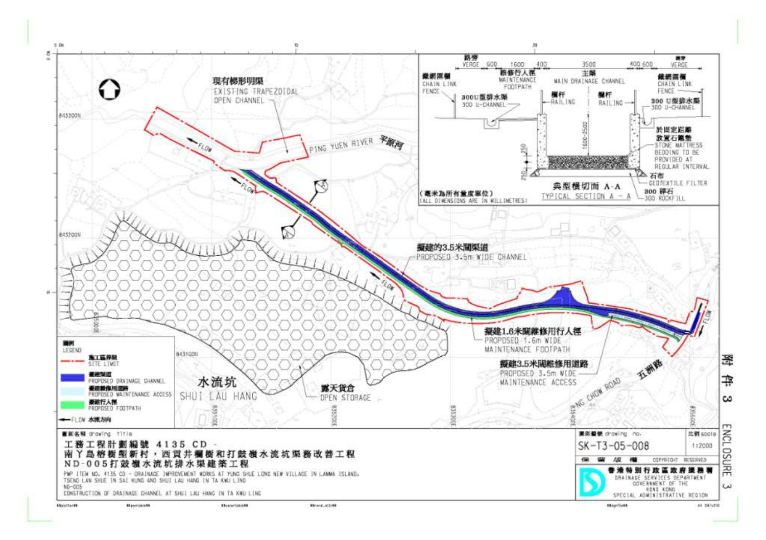附件 3

ENCLOSURE 3

現有梯形明渠
EXISTING TRAPEZOIDAL OPEN CHANNEL

PING YUEN RIVER 平原河

FLOW

擬建的3.5米闊渠道
PROPOSED 3.5m WIDE CHANNEL

擬建1.6米闊維修用行人徑
PROPOSED 1.6m WIDE MAINTENANCE FOOTPATH

擬建3.5米闊維修用道路
PROPOSED 3.5m WIDE MAINTENANCE ACCESS

水流坑
SHUI LAU HANG

露天貨倉
OPEN STORAGE

NG CHOW ROAD 五洲路

路旁 VERGE 600 | 維修行人徑 MAINTENANCE FOOTPATH 1600 | 400 | 主渠 MAIN DRAINAGE CHANNEL 3500 | 400 | 600 | 路旁 VERGE

鐵網圍欄 CHAIN LINK FENCE

300U型排水渠 300 U-CHANNEL

欄杆 RAILING

1600-2500

250

250

於固定距離放置石籠墊 STONE MATTRESS BEDDING TO BE PROVIDED AT REGULAR INTERVAL

石布 GEOTEXTILE FILTER

300 碎石 300 ROCKFILL

(毫米為所有量度單位)
(ALL DIMENSIONS ARE IN MILLIMETRES)

典型橫切面 A-A
TYPICAL SECTION A - A

圖例 LEGEND

施工區界限 SITE LIMIT

擬建渠道 PROPOSED DRAINAGE CHANNEL

擬建維修用道路 PROPOSED MAINTENANCE ACCESS

擬建行人徑 PROPOSED FOOTPATH

FLOW 水流方向

圖則名稱 drawing title

工務工程計劃編號 4135 CD -
南丫島榕樹塱新村，西貢井欄樹和打鼓嶺水流坑渠務改善工程
ND-005打鼓嶺水流坑排水渠建築工程

PWP ITEM NO. 4135 CD - DRAINAGE IMPROVEMENT WORKS AT YUNG SHUE LONG NEW VILLAGE IN LAMMA ISLAND, TSENG LAN SHUE IN SAI KUNG AND SHUI LAU HANG IN TA KWU LING
ND-005
CONSTRUCTION OF DRAINAGE CHANNEL AT SHUI LAU HANG IN TA KWU LING

圖則編號 drawing no. SK-T3-05-008

比例 scale 1:2000

版權 COPYRIGHT RESERVED

香港特別行政區政府渠務署
DRAINAGE SERVICES DEPARTMENT
GOVERNMENT OF THE HONG KONG SPECIAL ADMINISTRATIVE REGION